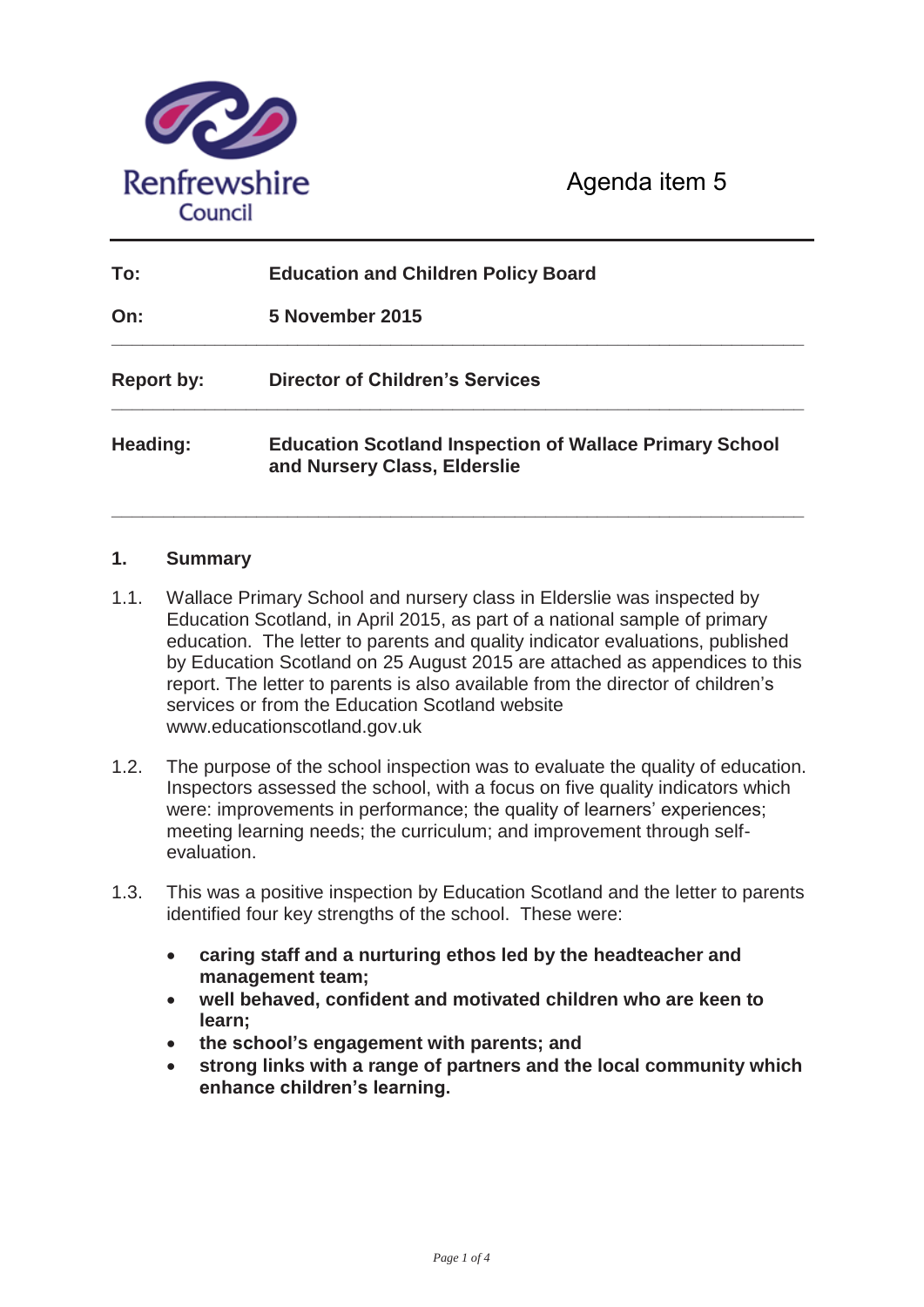Renfrewshire Council

Agenda item 5

| | |
|---|---|
| **To:** | **Education and Children Policy Board** |
| **On:** | **5 November 2015** |
| **Report by:** | **Director of Children's Services** |
| **Heading:** | **Education Scotland Inspection of Wallace Primary School and Nursery Class, Elderslie** |

## 1. Summary

1.1. Wallace Primary School and nursery class in Elderslie was inspected by Education Scotland, in April 2015, as part of a national sample of primary education. The letter to parents and quality indicator evaluations, published by Education Scotland on 25 August 2015 are attached as appendices to this report. The letter to parents is also available from the director of children's services or from the Education Scotland website www.educationscotland.gov.uk

1.2. The purpose of the school inspection was to evaluate the quality of education. Inspectors assessed the school, with a focus on five quality indicators which were: improvements in performance; the quality of learners' experiences; meeting learning needs; the curriculum; and improvement through self-evaluation.

1.3. This was a positive inspection by Education Scotland and the letter to parents identified four key strengths of the school. These were:

- **caring staff and a nurturing ethos led by the headteacher and management team;**
- **well behaved, confident and motivated children who are keen to learn;**
- **the school's engagement with parents; and**
- **strong links with a range of partners and the local community which enhance children's learning.**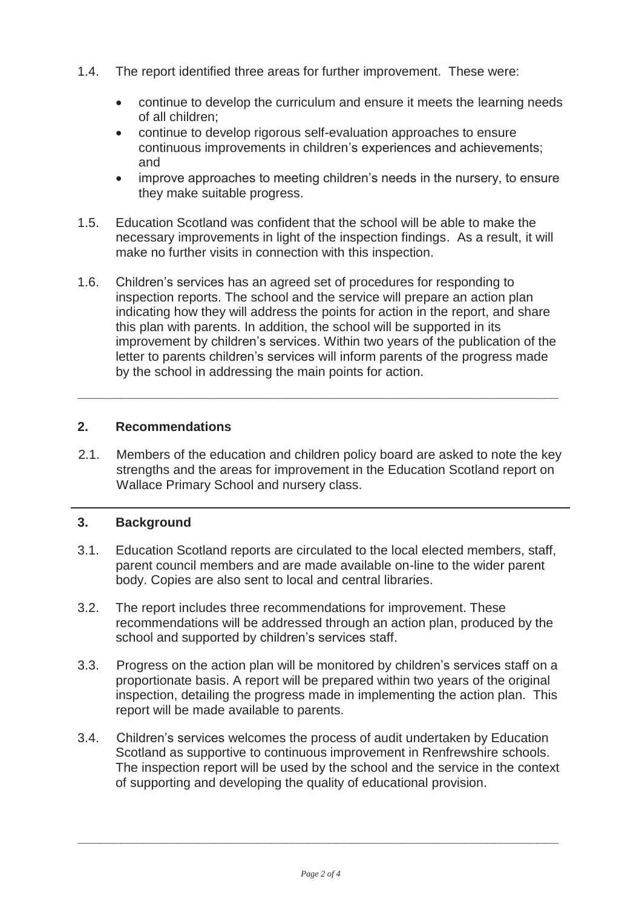1.4. The report identified three areas for further improvement. These were:

- continue to develop the curriculum and ensure it meets the learning needs of all children;
- continue to develop rigorous self-evaluation approaches to ensure continuous improvements in children's experiences and achievements; and
- improve approaches to meeting children's needs in the nursery, to ensure they make suitable progress.

1.5. Education Scotland was confident that the school will be able to make the necessary improvements in light of the inspection findings. As a result, it will make no further visits in connection with this inspection.

1.6. Children's services has an agreed set of procedures for responding to inspection reports. The school and the service will prepare an action plan indicating how they will address the points for action in the report, and share this plan with parents. In addition, the school will be supported in its improvement by children's services. Within two years of the publication of the letter to parents children's services will inform parents of the progress made by the school in addressing the main points for action.

---

## 2. Recommendations

2.1. Members of the education and children policy board are asked to note the key strengths and the areas for improvement in the Education Scotland report on Wallace Primary School and nursery class.

---

## 3. Background

3.1. Education Scotland reports are circulated to the local elected members, staff, parent council members and are made available on-line to the wider parent body. Copies are also sent to local and central libraries.

3.2. The report includes three recommendations for improvement. These recommendations will be addressed through an action plan, produced by the school and supported by children's services staff.

3.3. Progress on the action plan will be monitored by children's services staff on a proportionate basis. A report will be prepared within two years of the original inspection, detailing the progress made in implementing the action plan. This report will be made available to parents.

3.4. Children's services welcomes the process of audit undertaken by Education Scotland as supportive to continuous improvement in Renfrewshire schools. The inspection report will be used by the school and the service in the context of supporting and developing the quality of educational provision.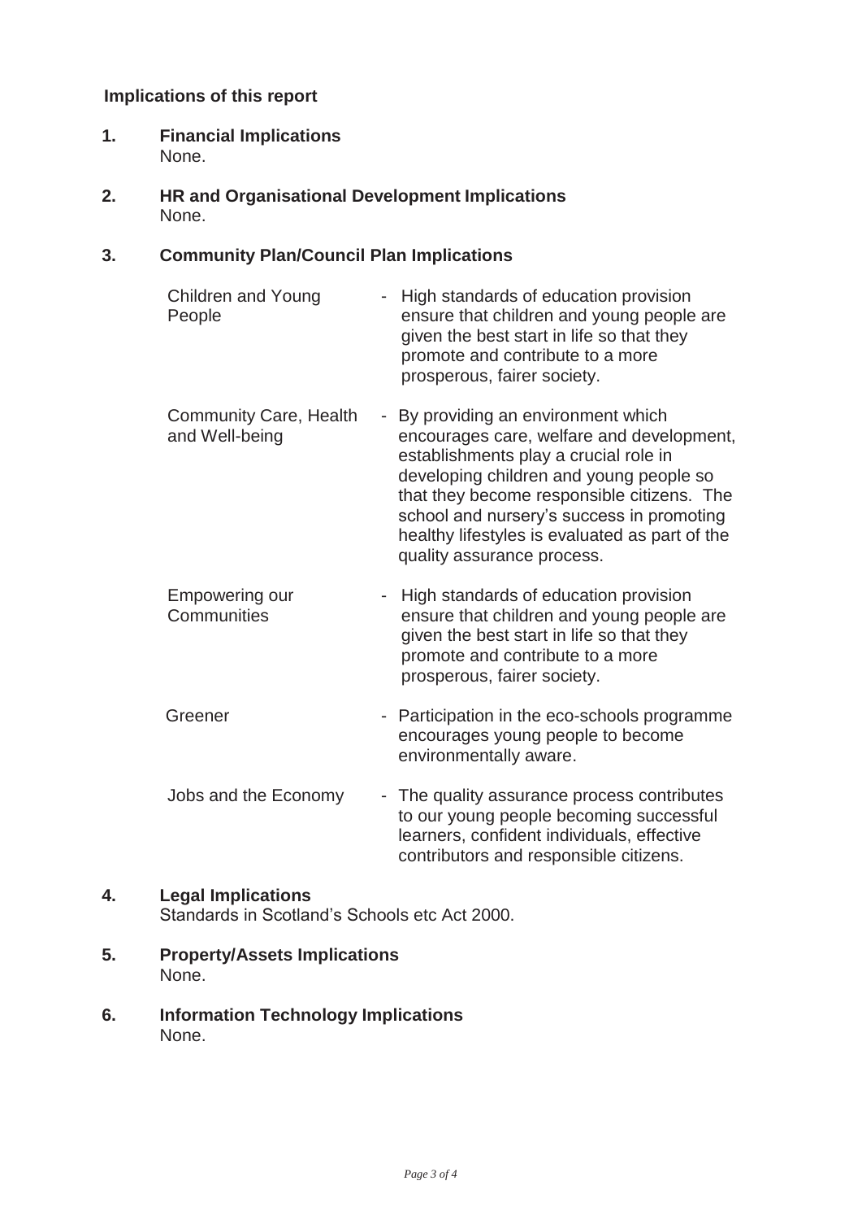**Implications of this report**

1. **Financial Implications**
   None.

2. **HR and Organisational Development Implications**
   None.

3. **Community Plan/Council Plan Implications**

| | |
|---|---|
| Children and Young People | - High standards of education provision ensure that children and young people are given the best start in life so that they promote and contribute to a more prosperous, fairer society. |
| Community Care, Health and Well-being | - By providing an environment which encourages care, welfare and development, establishments play a crucial role in developing children and young people so that they become responsible citizens. The school and nursery's success in promoting healthy lifestyles is evaluated as part of the quality assurance process. |
| Empowering our Communities | - High standards of education provision ensure that children and young people are given the best start in life so that they promote and contribute to a more prosperous, fairer society. |
| Greener | - Participation in the eco-schools programme encourages young people to become environmentally aware. |
| Jobs and the Economy | - The quality assurance process contributes to our young people becoming successful learners, confident individuals, effective contributors and responsible citizens. |

4. **Legal Implications**
   Standards in Scotland's Schools etc Act 2000.

5. **Property/Assets Implications**
   None.

6. **Information Technology Implications**
   None.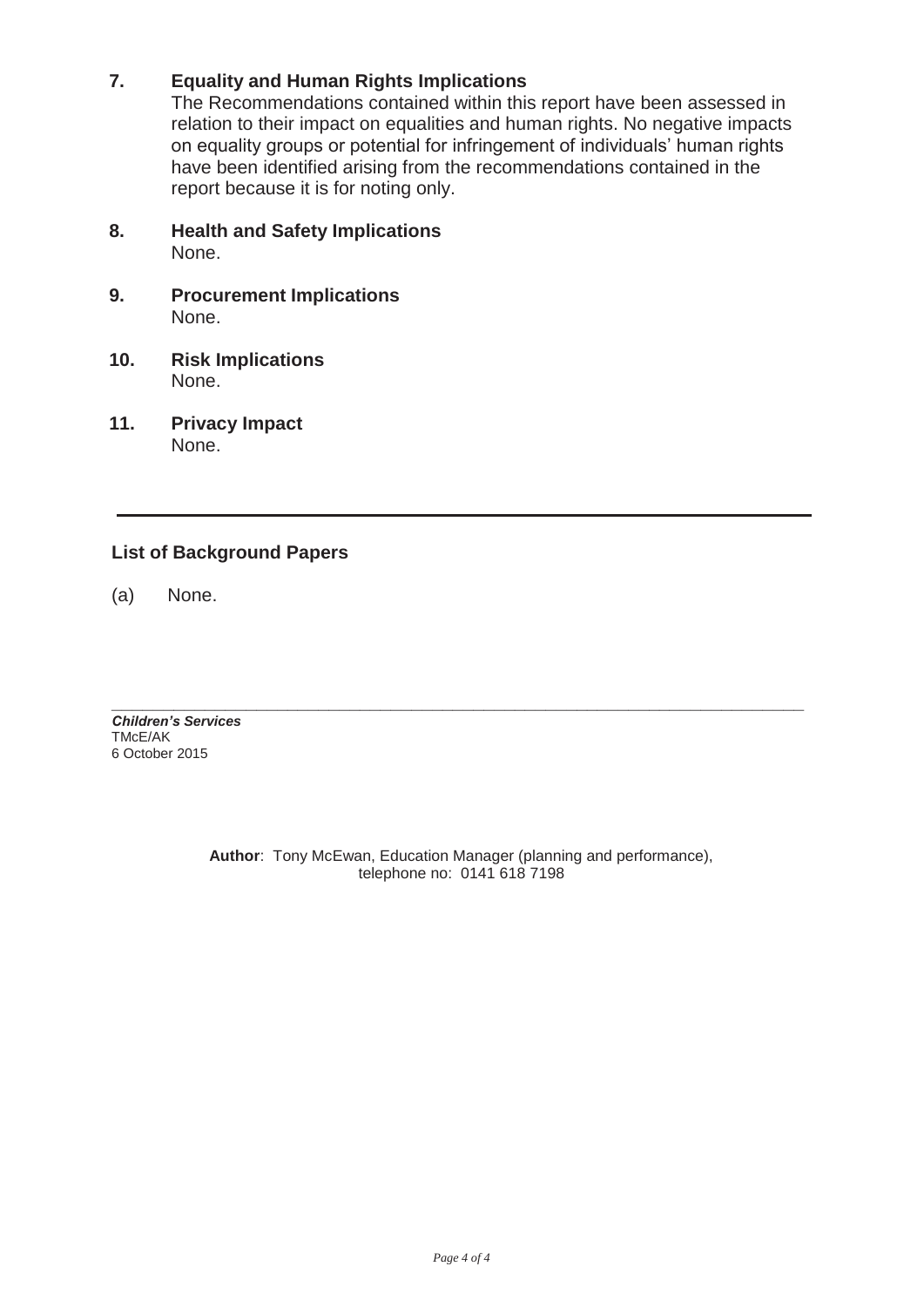## 7. Equality and Human Rights Implications

The Recommendations contained within this report have been assessed in relation to their impact on equalities and human rights. No negative impacts on equality groups or potential for infringement of individuals' human rights have been identified arising from the recommendations contained in the report because it is for noting only.

## 8. Health and Safety Implications

None.

## 9. Procurement Implications

None.

## 10. Risk Implications

None.

## 11. Privacy Impact

None.

---

### List of Background Papers

(a) None.

---

***Children's Services***
TMcE/AK
6 October 2015

**Author**: Tony McEwan, Education Manager (planning and performance), telephone no: 0141 618 7198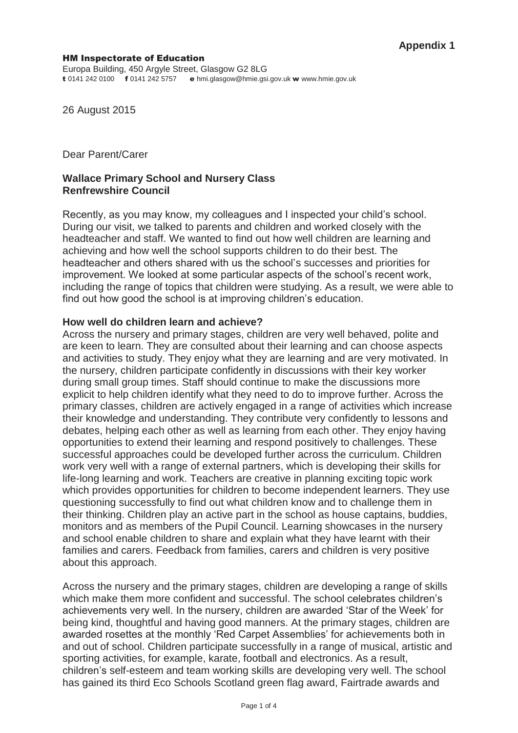**Appendix 1**

**HM Inspectorate of Education**
Europa Building, 450 Argyle Street, Glasgow G2 8LG
**t** 0141 242 0100 **f** 0141 242 5757 **e** hmi.glasgow@hmie.gsi.gov.uk **w** www.hmie.gov.uk

26 August 2015

Dear Parent/Carer

**Wallace Primary School and Nursery Class**
**Renfrewshire Council**

Recently, as you may know, my colleagues and I inspected your child's school. During our visit, we talked to parents and children and worked closely with the headteacher and staff. We wanted to find out how well children are learning and achieving and how well the school supports children to do their best. The headteacher and others shared with us the school's successes and priorities for improvement. We looked at some particular aspects of the school's recent work, including the range of topics that children were studying. As a result, we were able to find out how good the school is at improving children's education.

**How well do children learn and achieve?**

Across the nursery and primary stages, children are very well behaved, polite and are keen to learn. They are consulted about their learning and can choose aspects and activities to study. They enjoy what they are learning and are very motivated. In the nursery, children participate confidently in discussions with their key worker during small group times. Staff should continue to make the discussions more explicit to help children identify what they need to do to improve further. Across the primary classes, children are actively engaged in a range of activities which increase their knowledge and understanding. They contribute very confidently to lessons and debates, helping each other as well as learning from each other. They enjoy having opportunities to extend their learning and respond positively to challenges. These successful approaches could be developed further across the curriculum. Children work very well with a range of external partners, which is developing their skills for life-long learning and work. Teachers are creative in planning exciting topic work which provides opportunities for children to become independent learners. They use questioning successfully to find out what children know and to challenge them in their thinking. Children play an active part in the school as house captains, buddies, monitors and as members of the Pupil Council. Learning showcases in the nursery and school enable children to share and explain what they have learnt with their families and carers. Feedback from families, carers and children is very positive about this approach.

Across the nursery and the primary stages, children are developing a range of skills which make them more confident and successful. The school celebrates children's achievements very well. In the nursery, children are awarded 'Star of the Week' for being kind, thoughtful and having good manners. At the primary stages, children are awarded rosettes at the monthly 'Red Carpet Assemblies' for achievements both in and out of school. Children participate successfully in a range of musical, artistic and sporting activities, for example, karate, football and electronics. As a result, children's self-esteem and team working skills are developing very well. The school has gained its third Eco Schools Scotland green flag award, Fairtrade awards and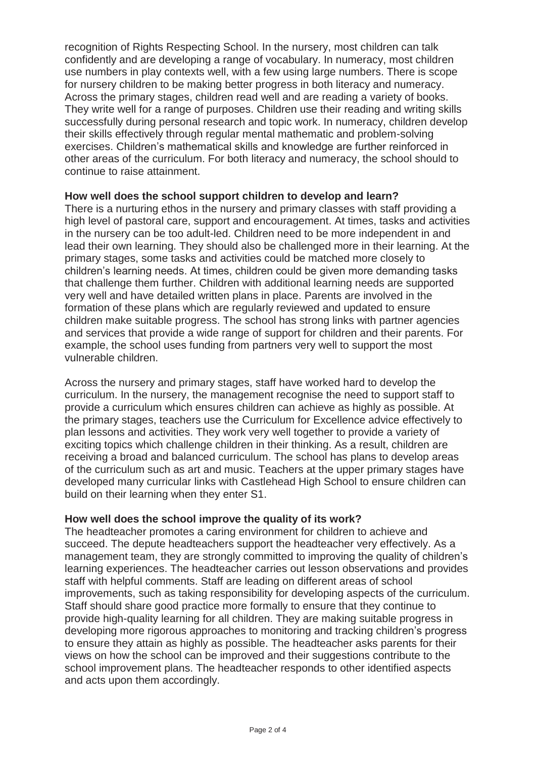recognition of Rights Respecting School. In the nursery, most children can talk confidently and are developing a range of vocabulary. In numeracy, most children use numbers in play contexts well, with a few using large numbers. There is scope for nursery children to be making better progress in both literacy and numeracy. Across the primary stages, children read well and are reading a variety of books. They write well for a range of purposes. Children use their reading and writing skills successfully during personal research and topic work. In numeracy, children develop their skills effectively through regular mental mathematic and problem-solving exercises. Children's mathematical skills and knowledge are further reinforced in other areas of the curriculum. For both literacy and numeracy, the school should to continue to raise attainment.

**How well does the school support children to develop and learn?**

There is a nurturing ethos in the nursery and primary classes with staff providing a high level of pastoral care, support and encouragement. At times, tasks and activities in the nursery can be too adult-led. Children need to be more independent in and lead their own learning. They should also be challenged more in their learning. At the primary stages, some tasks and activities could be matched more closely to children's learning needs. At times, children could be given more demanding tasks that challenge them further. Children with additional learning needs are supported very well and have detailed written plans in place. Parents are involved in the formation of these plans which are regularly reviewed and updated to ensure children make suitable progress. The school has strong links with partner agencies and services that provide a wide range of support for children and their parents. For example, the school uses funding from partners very well to support the most vulnerable children.

Across the nursery and primary stages, staff have worked hard to develop the curriculum. In the nursery, the management recognise the need to support staff to provide a curriculum which ensures children can achieve as highly as possible. At the primary stages, teachers use the Curriculum for Excellence advice effectively to plan lessons and activities. They work very well together to provide a variety of exciting topics which challenge children in their thinking. As a result, children are receiving a broad and balanced curriculum. The school has plans to develop areas of the curriculum such as art and music. Teachers at the upper primary stages have developed many curricular links with Castlehead High School to ensure children can build on their learning when they enter S1.

**How well does the school improve the quality of its work?**

The headteacher promotes a caring environment for children to achieve and succeed. The depute headteachers support the headteacher very effectively. As a management team, they are strongly committed to improving the quality of children's learning experiences. The headteacher carries out lesson observations and provides staff with helpful comments. Staff are leading on different areas of school improvements, such as taking responsibility for developing aspects of the curriculum. Staff should share good practice more formally to ensure that they continue to provide high-quality learning for all children. They are making suitable progress in developing more rigorous approaches to monitoring and tracking children's progress to ensure they attain as highly as possible. The headteacher asks parents for their views on how the school can be improved and their suggestions contribute to the school improvement plans. The headteacher responds to other identified aspects and acts upon them accordingly.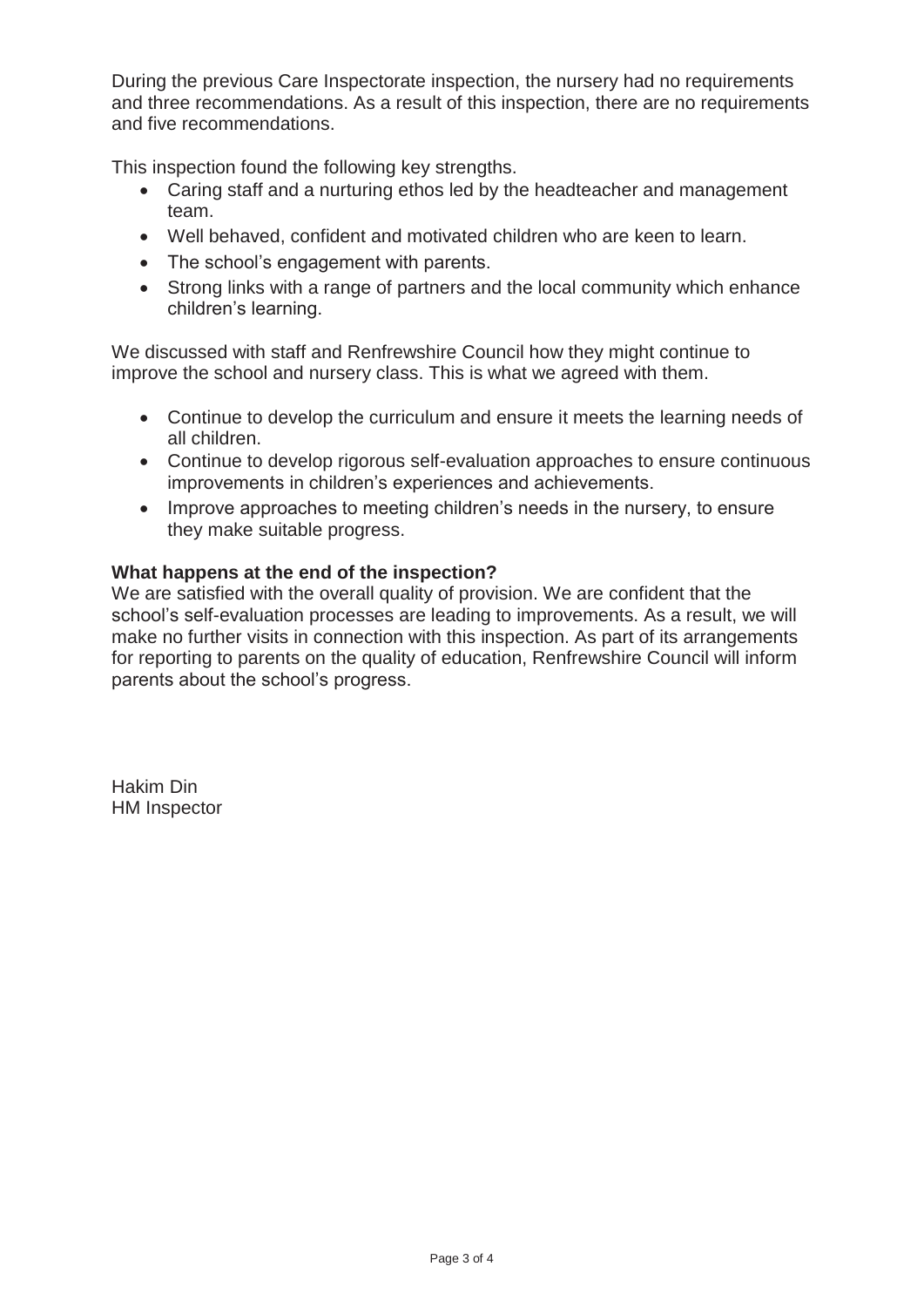During the previous Care Inspectorate inspection, the nursery had no requirements and three recommendations. As a result of this inspection, there are no requirements and five recommendations.

This inspection found the following key strengths.

- Caring staff and a nurturing ethos led by the headteacher and management team.
- Well behaved, confident and motivated children who are keen to learn.
- The school's engagement with parents.
- Strong links with a range of partners and the local community which enhance children's learning.

We discussed with staff and Renfrewshire Council how they might continue to improve the school and nursery class. This is what we agreed with them.

- Continue to develop the curriculum and ensure it meets the learning needs of all children.
- Continue to develop rigorous self-evaluation approaches to ensure continuous improvements in children's experiences and achievements.
- Improve approaches to meeting children's needs in the nursery, to ensure they make suitable progress.

**What happens at the end of the inspection?**

We are satisfied with the overall quality of provision. We are confident that the school's self-evaluation processes are leading to improvements. As a result, we will make no further visits in connection with this inspection. As part of its arrangements for reporting to parents on the quality of education, Renfrewshire Council will inform parents about the school's progress.

Hakim Din
HM Inspector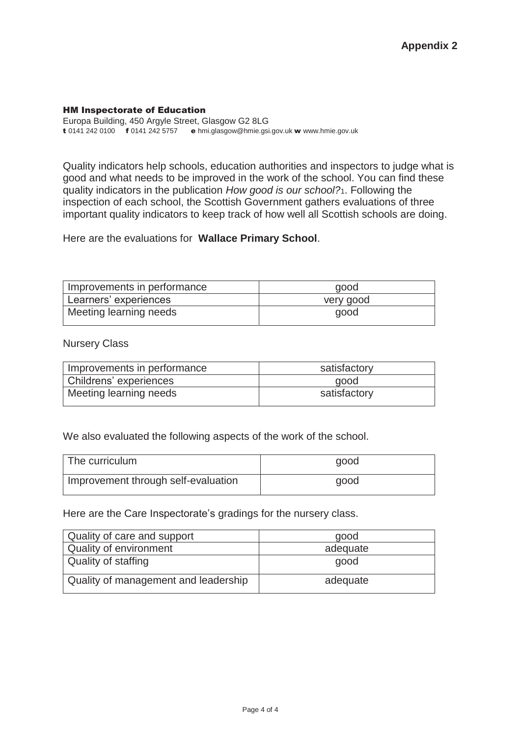**Appendix 2**

**HM Inspectorate of Education**
Europa Building, 450 Argyle Street, Glasgow G2 8LG
**t** 0141 242 0100 **f** 0141 242 5757 **e** hmi.glasgow@hmie.gsi.gov.uk **w** www.hmie.gov.uk

Quality indicators help schools, education authorities and inspectors to judge what is good and what needs to be improved in the work of the school. You can find these quality indicators in the publication *How good is our school?*[1]. Following the inspection of each school, the Scottish Government gathers evaluations of three important quality indicators to keep track of how well all Scottish schools are doing.

Here are the evaluations for **Wallace Primary School**.

| | |
|---|---|
| Improvements in performance | good |
| Learners' experiences | very good |
| Meeting learning needs | good |

Nursery Class

| | |
|---|---|
| Improvements in performance | satisfactory |
| Childrens' experiences | good |
| Meeting learning needs | satisfactory |

We also evaluated the following aspects of the work of the school.

| | |
|---|---|
| The curriculum | good |
| Improvement through self-evaluation | good |

Here are the Care Inspectorate's gradings for the nursery class.

| | |
|---|---|
| Quality of care and support | good |
| Quality of environment | adequate |
| Quality of staffing | good |
| Quality of management and leadership | adequate |